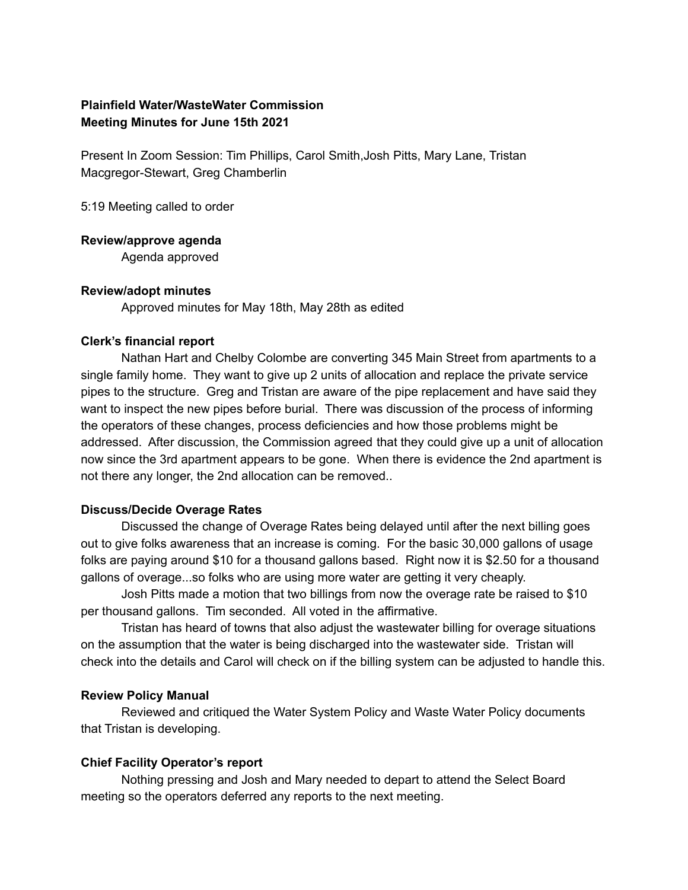**Plainfield Water/WasteWater Commission**
**Meeting Minutes for June 15th 2021**

Present In Zoom Session: Tim Phillips, Carol Smith,Josh Pitts, Mary Lane, Tristan Macgregor-Stewart, Greg Chamberlin

5:19 Meeting called to order

**Review/approve agenda**

Agenda approved

**Review/adopt minutes**

Approved minutes for May 18th, May 28th as edited

**Clerk's financial report**

Nathan Hart and Chelby Colombe are converting 345 Main Street from apartments to a single family home. They want to give up 2 units of allocation and replace the private service pipes to the structure. Greg and Tristan are aware of the pipe replacement and have said they want to inspect the new pipes before burial. There was discussion of the process of informing the operators of these changes, process deficiencies and how those problems might be addressed. After discussion, the Commission agreed that they could give up a unit of allocation now since the 3rd apartment appears to be gone. When there is evidence the 2nd apartment is not there any longer, the 2nd allocation can be removed..

**Discuss/Decide Overage Rates**

Discussed the change of Overage Rates being delayed until after the next billing goes out to give folks awareness that an increase is coming. For the basic 30,000 gallons of usage folks are paying around $10 for a thousand gallons based. Right now it is $2.50 for a thousand gallons of overage...so folks who are using more water are getting it very cheaply.

Josh Pitts made a motion that two billings from now the overage rate be raised to $10 per thousand gallons. Tim seconded. All voted in the affirmative.

Tristan has heard of towns that also adjust the wastewater billing for overage situations on the assumption that the water is being discharged into the wastewater side. Tristan will check into the details and Carol will check on if the billing system can be adjusted to handle this.

**Review Policy Manual**

Reviewed and critiqued the Water System Policy and Waste Water Policy documents that Tristan is developing.

**Chief Facility Operator's report**

Nothing pressing and Josh and Mary needed to depart to attend the Select Board meeting so the operators deferred any reports to the next meeting.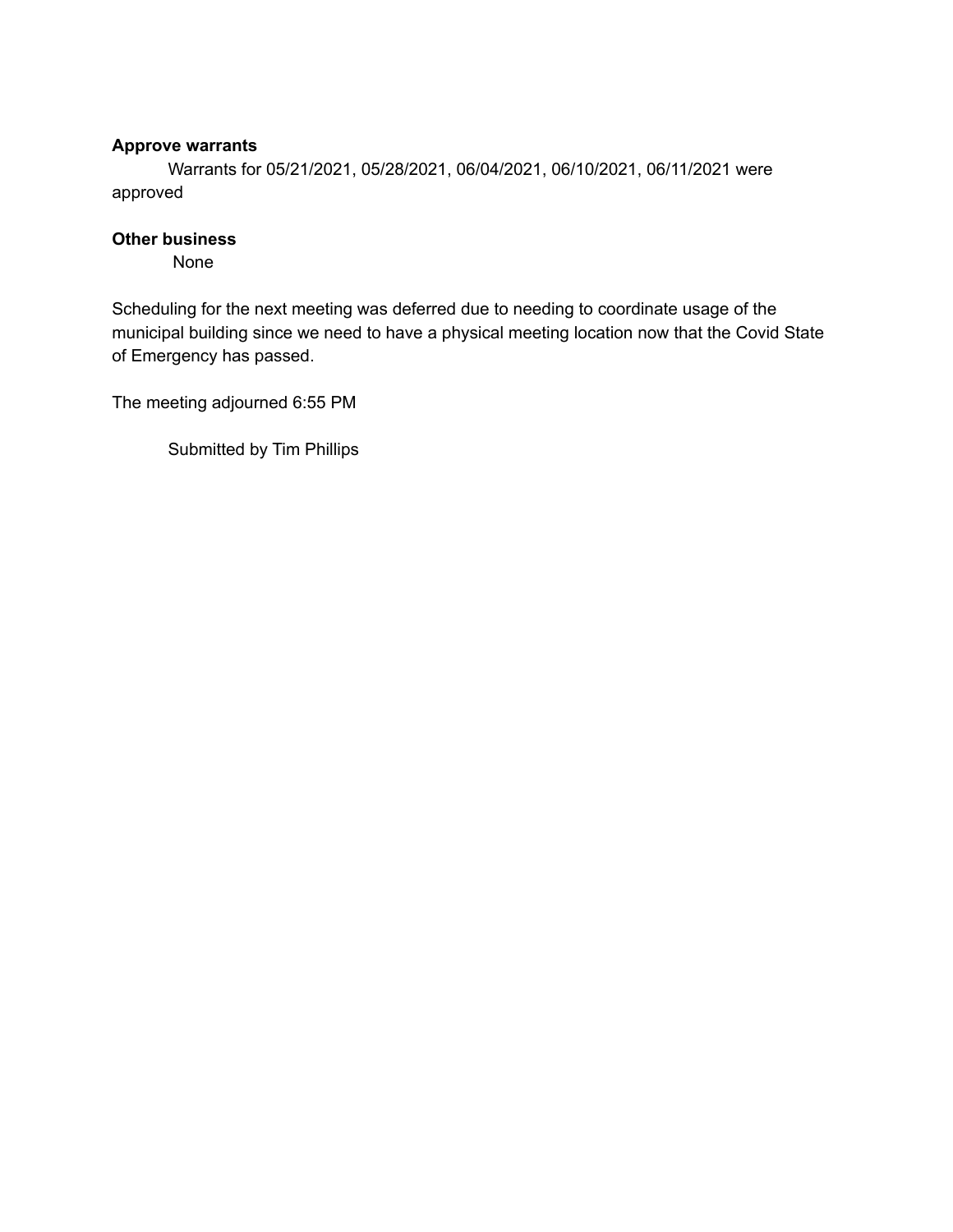**Approve warrants**

Warrants for 05/21/2021, 05/28/2021, 06/04/2021, 06/10/2021, 06/11/2021 were approved

**Other business**

None

Scheduling for the next meeting was deferred due to needing to coordinate usage of the municipal building since we need to have a physical meeting location now that the Covid State of Emergency has passed.

The meeting adjourned 6:55 PM

Submitted by Tim Phillips